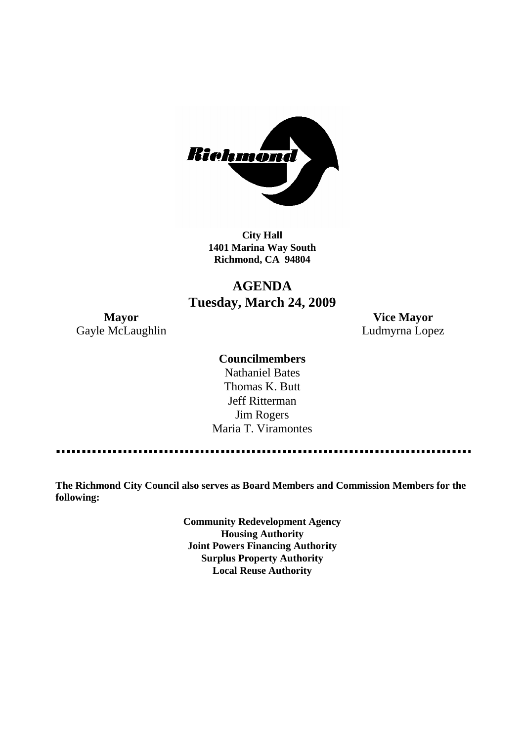**City Hall**
**1401 Marina Way South**
**Richmond, CA 94804**

# AGENDA
## Tuesday, March 24, 2009

**Mayor**
Gayle McLaughlin

**Vice Mayor**
Ludmyrna Lopez

**Councilmembers**
Nathaniel Bates
Thomas K. Butt
Jeff Ritterman
Jim Rogers
Maria T. Viramontes

---

**The Richmond City Council also serves as Board Members and Commission Members for the following:**

**Community Redevelopment Agency**
**Housing Authority**
**Joint Powers Financing Authority**
**Surplus Property Authority**
**Local Reuse Authority**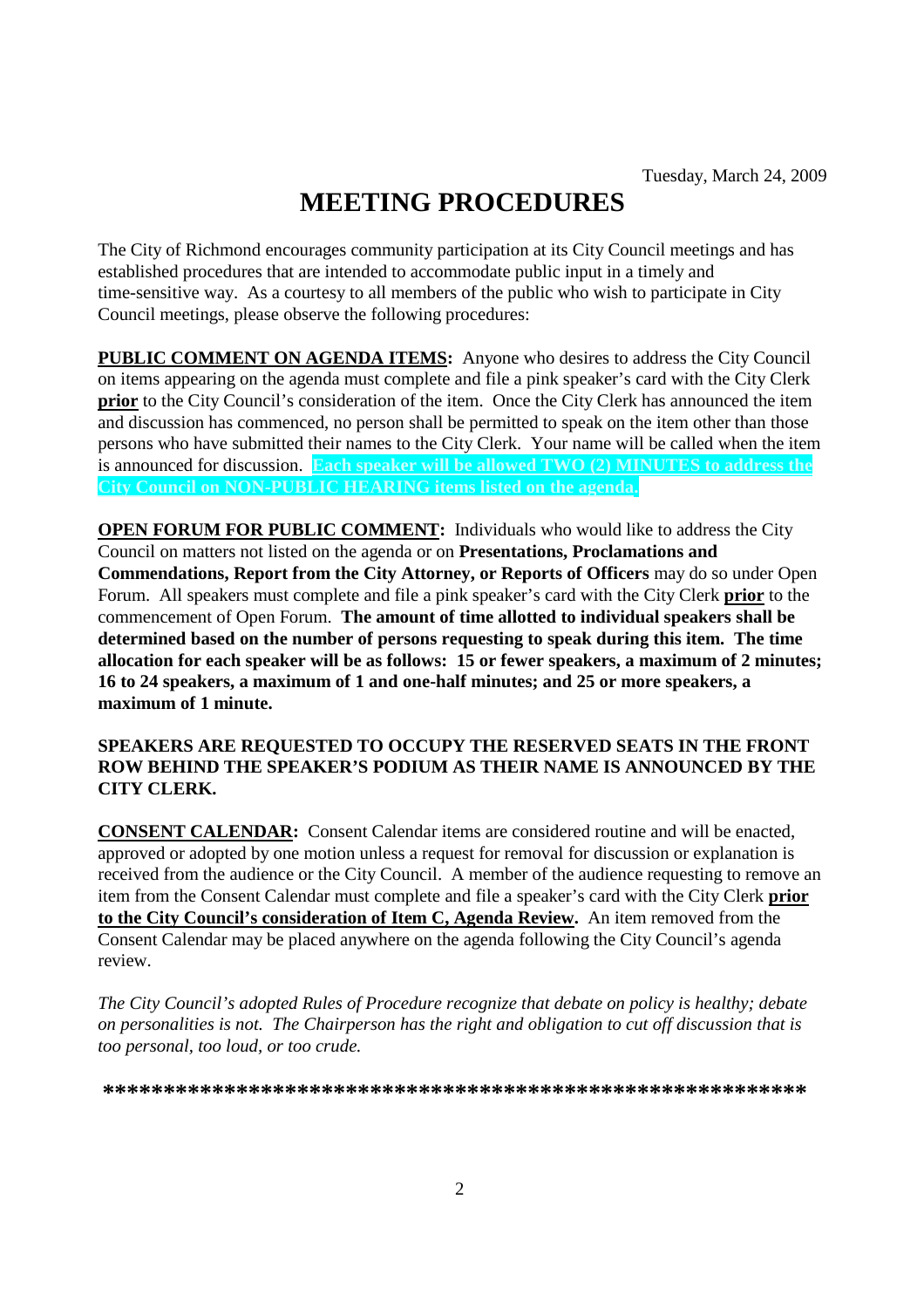Tuesday, March 24, 2009

# MEETING PROCEDURES

The City of Richmond encourages community participation at its City Council meetings and has established procedures that are intended to accommodate public input in a timely and time-sensitive way. As a courtesy to all members of the public who wish to participate in City Council meetings, please observe the following procedures:

**PUBLIC COMMENT ON AGENDA ITEMS:** Anyone who desires to address the City Council on items appearing on the agenda must complete and file a pink speaker's card with the City Clerk **prior** to the City Council's consideration of the item. Once the City Clerk has announced the item and discussion has commenced, no person shall be permitted to speak on the item other than those persons who have submitted their names to the City Clerk. Your name will be called when the item is announced for discussion. **Each speaker will be allowed TWO (2) MINUTES to address the City Council on NON-PUBLIC HEARING items listed on the agenda.**

**OPEN FORUM FOR PUBLIC COMMENT:** Individuals who would like to address the City Council on matters not listed on the agenda or on **Presentations, Proclamations and Commendations, Report from the City Attorney, or Reports of Officers** may do so under Open Forum. All speakers must complete and file a pink speaker's card with the City Clerk **prior** to the commencement of Open Forum. **The amount of time allotted to individual speakers shall be determined based on the number of persons requesting to speak during this item. The time allocation for each speaker will be as follows: 15 or fewer speakers, a maximum of 2 minutes; 16 to 24 speakers, a maximum of 1 and one-half minutes; and 25 or more speakers, a maximum of 1 minute.**

**SPEAKERS ARE REQUESTED TO OCCUPY THE RESERVED SEATS IN THE FRONT ROW BEHIND THE SPEAKER'S PODIUM AS THEIR NAME IS ANNOUNCED BY THE CITY CLERK.**

**CONSENT CALENDAR:** Consent Calendar items are considered routine and will be enacted, approved or adopted by one motion unless a request for removal for discussion or explanation is received from the audience or the City Council. A member of the audience requesting to remove an item from the Consent Calendar must complete and file a speaker's card with the City Clerk **prior to the City Council's consideration of Item C, Agenda Review.** An item removed from the Consent Calendar may be placed anywhere on the agenda following the City Council's agenda review.

*The City Council's adopted Rules of Procedure recognize that debate on policy is healthy; debate on personalities is not. The Chairperson has the right and obligation to cut off discussion that is too personal, too loud, or too crude.*

**\*\*\*\*\*\*\*\*\*\*\*\*\*\*\*\*\*\*\*\*\*\*\*\*\*\*\*\*\*\*\*\*\*\*\*\*\*\*\*\*\*\*\*\*\*\*\*\*\*\*\*\*\*\*\*\*\*\***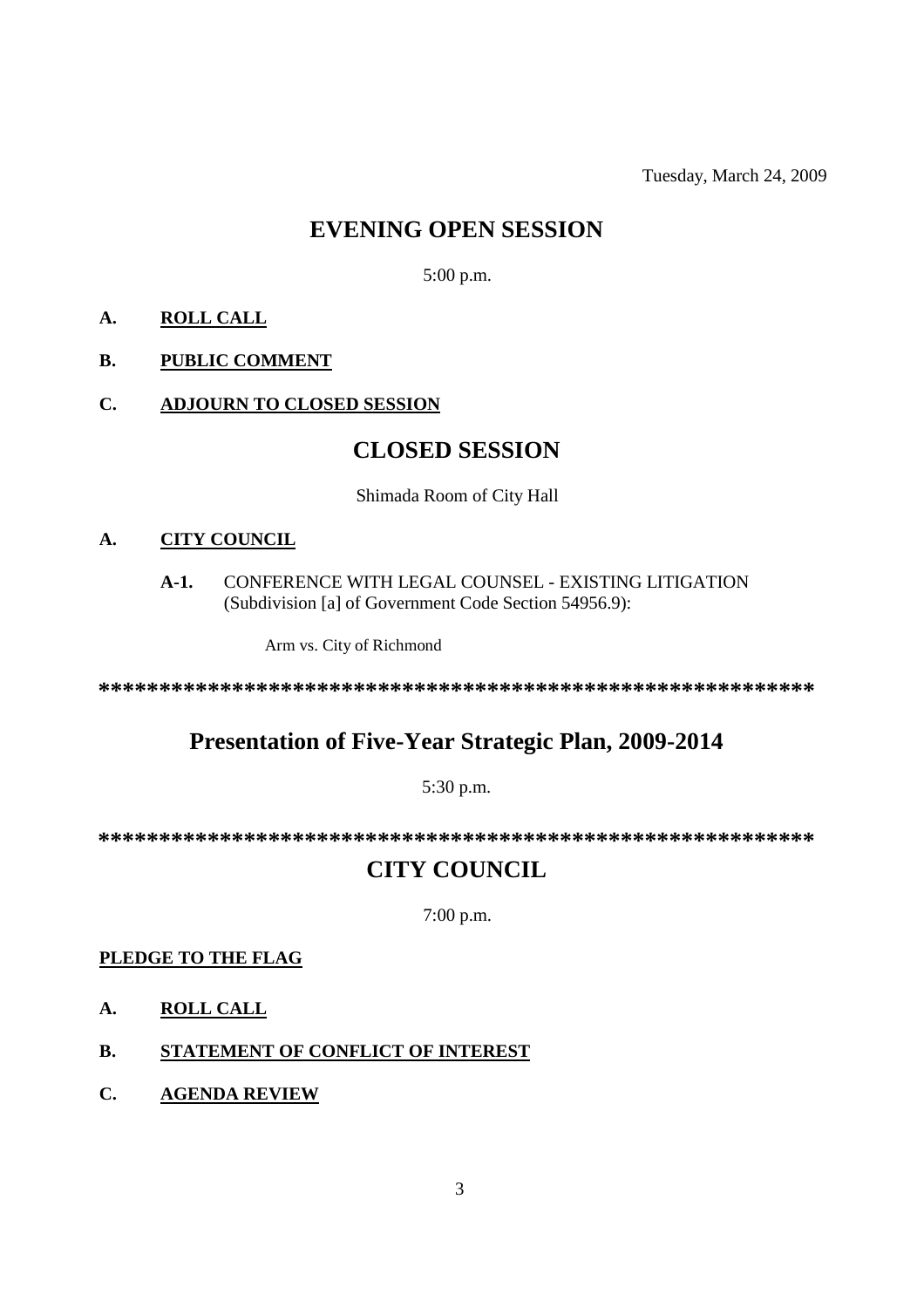Tuesday, March 24, 2009

# EVENING OPEN SESSION

5:00 p.m.

**A. ROLL CALL**

**B. PUBLIC COMMENT**

**C. ADJOURN TO CLOSED SESSION**

# CLOSED SESSION

Shimada Room of City Hall

**A. CITY COUNCIL**

**A-1.** CONFERENCE WITH LEGAL COUNSEL - EXISTING LITIGATION (Subdivision [a] of Government Code Section 54956.9):

Arm vs. City of Richmond

**************************************************************

# Presentation of Five-Year Strategic Plan, 2009-2014

5:30 p.m.

**************************************************************

# CITY COUNCIL

7:00 p.m.

**PLEDGE TO THE FLAG**

**A. ROLL CALL**

**B. STATEMENT OF CONFLICT OF INTEREST**

**C. AGENDA REVIEW**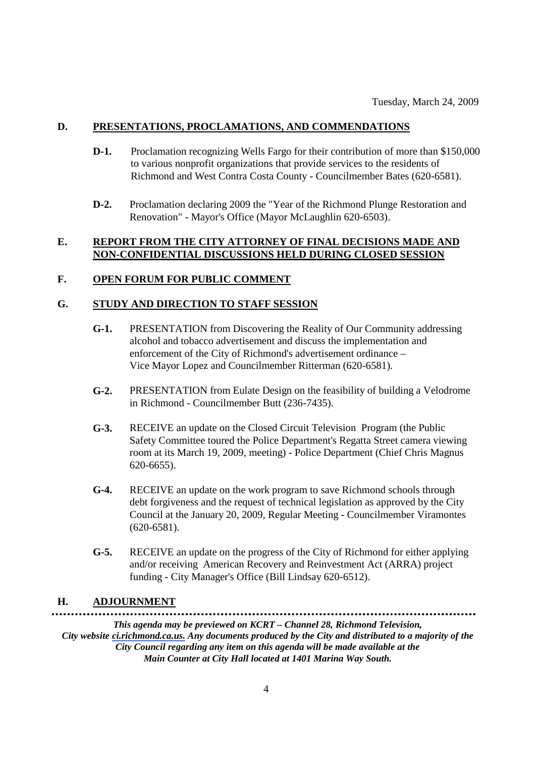Tuesday, March 24, 2009

## D. PRESENTATIONS, PROCLAMATIONS, AND COMMENDATIONS

**D-1.** Proclamation recognizing Wells Fargo for their contribution of more than $150,000 to various nonprofit organizations that provide services to the residents of Richmond and West Contra Costa County - Councilmember Bates (620-6581).

**D-2.** Proclamation declaring 2009 the "Year of the Richmond Plunge Restoration and Renovation" - Mayor's Office (Mayor McLaughlin 620-6503).

## E. REPORT FROM THE CITY ATTORNEY OF FINAL DECISIONS MADE AND NON-CONFIDENTIAL DISCUSSIONS HELD DURING CLOSED SESSION

## F. OPEN FORUM FOR PUBLIC COMMENT

## G. STUDY AND DIRECTION TO STAFF SESSION

**G-1.** PRESENTATION from Discovering the Reality of Our Community addressing alcohol and tobacco advertisement and discuss the implementation and enforcement of the City of Richmond's advertisement ordinance – Vice Mayor Lopez and Councilmember Ritterman (620-6581).

**G-2.** PRESENTATION from Eulate Design on the feasibility of building a Velodrome in Richmond - Councilmember Butt (236-7435).

**G-3.** RECEIVE an update on the Closed Circuit Television Program (the Public Safety Committee toured the Police Department's Regatta Street camera viewing room at its March 19, 2009, meeting) - Police Department (Chief Chris Magnus 620-6655).

**G-4.** RECEIVE an update on the work program to save Richmond schools through debt forgiveness and the request of technical legislation as approved by the City Council at the January 20, 2009, Regular Meeting - Councilmember Viramontes (620-6581).

**G-5.** RECEIVE an update on the progress of the City of Richmond for either applying and/or receiving American Recovery and Reinvestment Act (ARRA) project funding - City Manager's Office (Bill Lindsay 620-6512).

## H. ADJOURNMENT

***This agenda may be previewed on KCRT – Channel 28, Richmond Television, City website ci.richmond.ca.us. Any documents produced by the City and distributed to a majority of the City Council regarding any item on this agenda will be made available at the Main Counter at City Hall located at 1401 Marina Way South.***